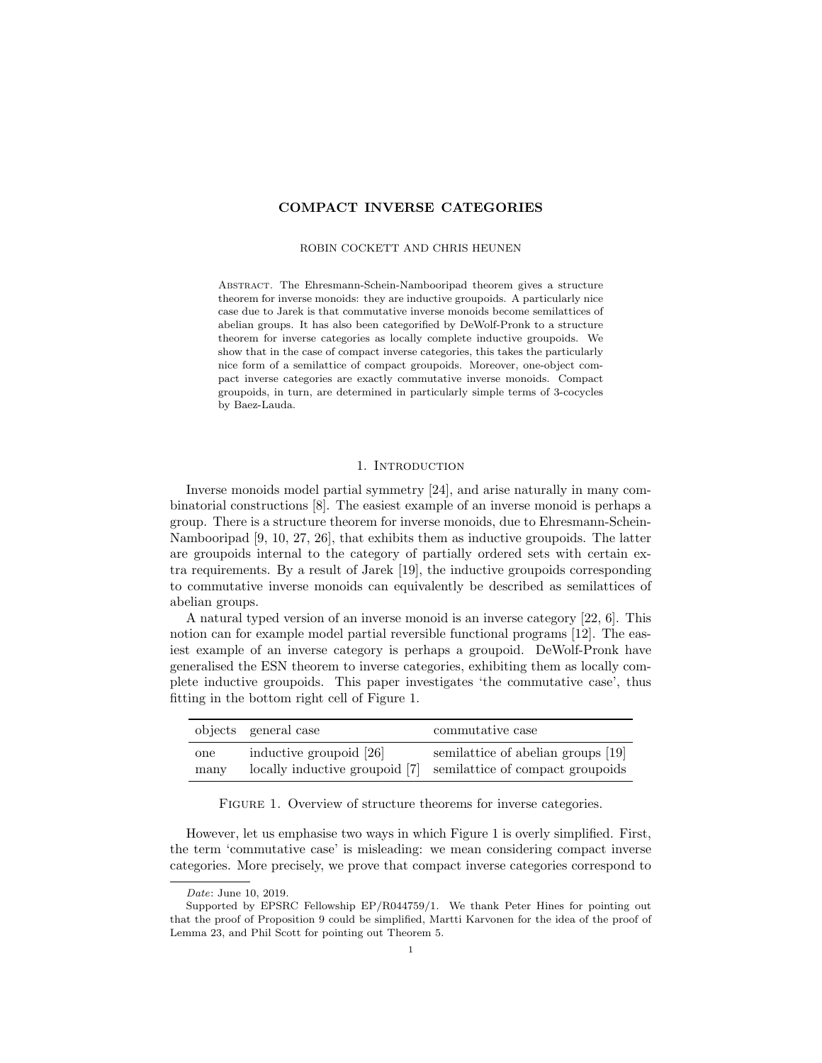# COMPACT INVERSE CATEGORIES

ROBIN COCKETT AND CHRIS HEUNEN

Abstract. The Ehresmann-Schein-Nambooripad theorem gives a structure theorem for inverse monoids: they are inductive groupoids. A particularly nice case due to Jarek is that commutative inverse monoids become semilattices of abelian groups. It has also been categorified by DeWolf-Pronk to a structure theorem for inverse categories as locally complete inductive groupoids. We show that in the case of compact inverse categories, this takes the particularly nice form of a semilattice of compact groupoids. Moreover, one-object compact inverse categories are exactly commutative inverse monoids. Compact groupoids, in turn, are determined in particularly simple terms of 3-cocycles by Baez-Lauda.

## 1. Introduction

Inverse monoids model partial symmetry [24], and arise naturally in many combinatorial constructions [8]. The easiest example of an inverse monoid is perhaps a group. There is a structure theorem for inverse monoids, due to Ehresmann-Schein-Nambooripad [9, 10, 27, 26], that exhibits them as inductive groupoids. The latter are groupoids internal to the category of partially ordered sets with certain extra requirements. By a result of Jarek [19], the inductive groupoids corresponding to commutative inverse monoids can equivalently be described as semilattices of abelian groups.

A natural typed version of an inverse monoid is an inverse category [22, 6]. This notion can for example model partial reversible functional programs [12]. The easiest example of an inverse category is perhaps a groupoid. DeWolf-Pronk have generalised the ESN theorem to inverse categories, exhibiting them as locally complete inductive groupoids. This paper investigates 'the commutative case', thus fitting in the bottom right cell of Figure 1.

| objects | general case | commutative case |
|---|---|---|
| one | inductive groupoid [26] | semilattice of abelian groups [19] |
| many | locally inductive groupoid [7] | semilattice of compact groupoids |

Figure 1. Overview of structure theorems for inverse categories.

However, let us emphasise two ways in which Figure 1 is overly simplified. First, the term 'commutative case' is misleading: we mean considering compact inverse categories. More precisely, we prove that compact inverse categories correspond to

---

*Date*: June 10, 2019.

Supported by EPSRC Fellowship EP/R044759/1. We thank Peter Hines for pointing out that the proof of Proposition 9 could be simplified, Martti Karvonen for the idea of the proof of Lemma 23, and Phil Scott for pointing out Theorem 5.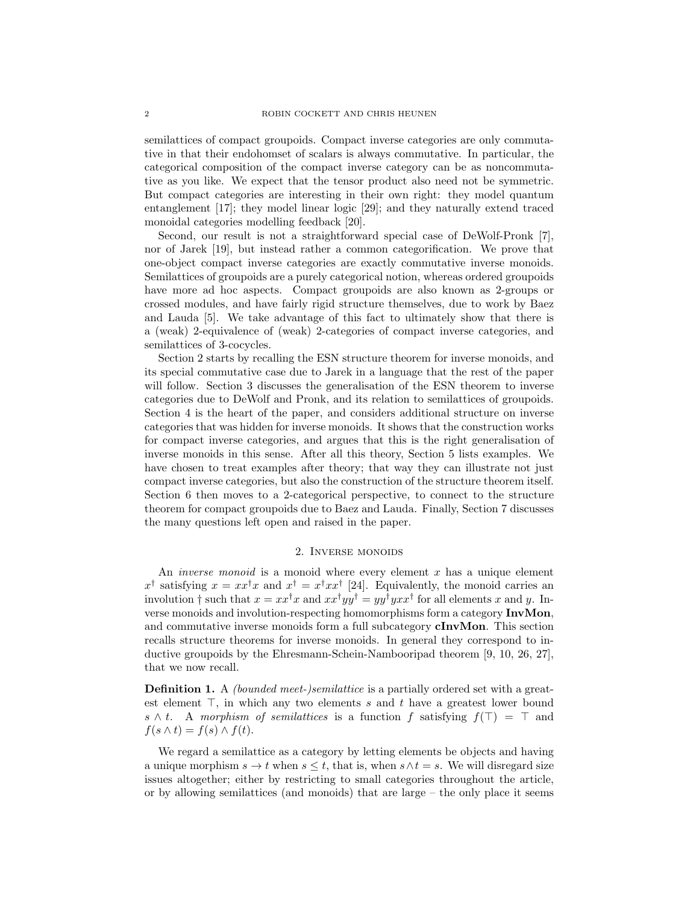semilattices of compact groupoids. Compact inverse categories are only commutative in that their endohomset of scalars is always commutative. In particular, the categorical composition of the compact inverse category can be as noncommutative as you like. We expect that the tensor product also need not be symmetric. But compact categories are interesting in their own right: they model quantum entanglement [17]; they model linear logic [29]; and they naturally extend traced monoidal categories modelling feedback [20].

Second, our result is not a straightforward special case of DeWolf-Pronk [7], nor of Jarek [19], but instead rather a common categorification. We prove that one-object compact inverse categories are exactly commutative inverse monoids. Semilattices of groupoids are a purely categorical notion, whereas ordered groupoids have more ad hoc aspects. Compact groupoids are also known as 2-groups or crossed modules, and have fairly rigid structure themselves, due to work by Baez and Lauda [5]. We take advantage of this fact to ultimately show that there is a (weak) 2-equivalence of (weak) 2-categories of compact inverse categories, and semilattices of 3-cocycles.

Section 2 starts by recalling the ESN structure theorem for inverse monoids, and its special commutative case due to Jarek in a language that the rest of the paper will follow. Section 3 discusses the generalisation of the ESN theorem to inverse categories due to DeWolf and Pronk, and its relation to semilattices of groupoids. Section 4 is the heart of the paper, and considers additional structure on inverse categories that was hidden for inverse monoids. It shows that the construction works for compact inverse categories, and argues that this is the right generalisation of inverse monoids in this sense. After all this theory, Section 5 lists examples. We have chosen to treat examples after theory; that way they can illustrate not just compact inverse categories, but also the construction of the structure theorem itself. Section 6 then moves to a 2-categorical perspective, to connect to the structure theorem for compact groupoids due to Baez and Lauda. Finally, Section 7 discusses the many questions left open and raised in the paper.

## 2. Inverse monoids

An *inverse monoid* is a monoid where every element $x$ has a unique element $x^\dagger$ satisfying $x = xx^\dagger x$ and $x^\dagger = x^\dagger x x^\dagger$ [24]. Equivalently, the monoid carries an involution $\dagger$ such that $x = xx^\dagger x$ and $xx^\dagger yy^\dagger = yy^\dagger y x x^\dagger$ for all elements $x$ and $y$. Inverse monoids and involution-respecting homomorphisms form a category **InvMon**, and commutative inverse monoids form a full subcategory **cInvMon**. This section recalls structure theorems for inverse monoids. In general they correspond to inductive groupoids by the Ehresmann-Schein-Nambooripad theorem [9, 10, 26, 27], that we now recall.

**Definition 1.** A *(bounded meet-)semilattice* is a partially ordered set with a greatest element $\top$, in which any two elements $s$ and $t$ have a greatest lower bound $s \wedge t$. A *morphism of semilattices* is a function $f$ satisfying $f(\top) = \top$ and $f(s \wedge t) = f(s) \wedge f(t)$.

We regard a semilattice as a category by letting elements be objects and having a unique morphism $s \to t$ when $s \leq t$, that is, when $s \wedge t = s$. We will disregard size issues altogether; either by restricting to small categories throughout the article, or by allowing semilattices (and monoids) that are large – the only place it seems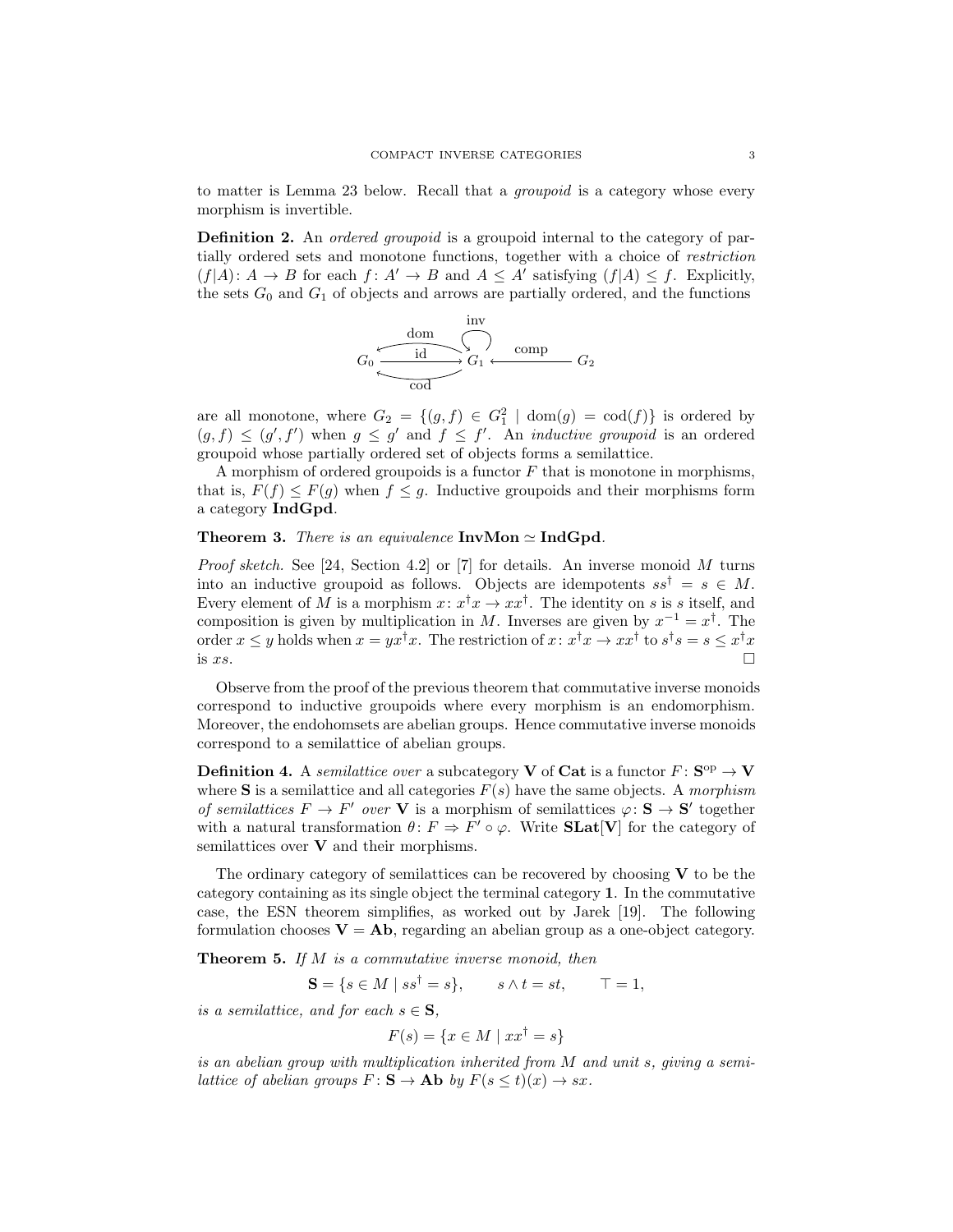to matter is Lemma 23 below. Recall that a *groupoid* is a category whose every morphism is invertible.

**Definition 2.** An *ordered groupoid* is a groupoid internal to the category of partially ordered sets and monotone functions, together with a choice of *restriction* $(f|A)\colon A \to B$ for each $f\colon A' \to B$ and $A \leq A'$ satisfying $(f|A) \leq f$. Explicitly, the sets $G_0$ and $G_1$ of objects and arrows are partially ordered, and the functions

$$G_0 \underset{\text{cod}}{\overset{\text{dom}}{\underset{\text{id}}{\leftrightarrows}}} G_1 \circlearrowleft^{\text{inv}} \xleftarrow{\text{comp}} G_2$$

are all monotone, where $G_2 = \{(g, f) \in G_1^2 \mid \text{dom}(g) = \text{cod}(f)\}$ is ordered by $(g, f) \leq (g', f')$ when $g \leq g'$ and $f \leq f'$. An *inductive groupoid* is an ordered groupoid whose partially ordered set of objects forms a semilattice.

A morphism of ordered groupoids is a functor $F$ that is monotone in morphisms, that is, $F(f) \leq F(g)$ when $f \leq g$. Inductive groupoids and their morphisms form a category **IndGpd**.

**Theorem 3.** *There is an equivalence* $\mathbf{InvMon} \simeq \mathbf{IndGpd}$.

*Proof sketch.* See [24, Section 4.2] or [7] for details. An inverse monoid $M$ turns into an inductive groupoid as follows. Objects are idempotents $ss^\dagger = s \in M$. Every element of $M$ is a morphism $x\colon x^\dagger x \to xx^\dagger$. The identity on $s$ is $s$ itself, and composition is given by multiplication in $M$. Inverses are given by $x^{-1} = x^\dagger$. The order $x \leq y$ holds when $x = yx^\dagger x$. The restriction of $x\colon x^\dagger x \to xx^\dagger$ to $s^\dagger s = s \leq x^\dagger x$ is $xs$. $\square$

Observe from the proof of the previous theorem that commutative inverse monoids correspond to inductive groupoids where every morphism is an endomorphism. Moreover, the endohomsets are abelian groups. Hence commutative inverse monoids correspond to a semilattice of abelian groups.

**Definition 4.** A *semilattice over* a subcategory $\mathbf{V}$ of **Cat** is a functor $F\colon \mathbf{S}^{\text{op}} \to \mathbf{V}$ where $\mathbf{S}$ is a semilattice and all categories $F(s)$ have the same objects. A *morphism of semilattices* $F \to F'$ *over* $\mathbf{V}$ is a morphism of semilattices $\varphi\colon \mathbf{S} \to \mathbf{S}'$ together with a natural transformation $\theta\colon F \Rightarrow F' \circ \varphi$. Write $\mathbf{SLat}[\mathbf{V}]$ for the category of semilattices over $\mathbf{V}$ and their morphisms.

The ordinary category of semilattices can be recovered by choosing $\mathbf{V}$ to be the category containing as its single object the terminal category $\mathbf{1}$. In the commutative case, the ESN theorem simplifies, as worked out by Jarek [19]. The following formulation chooses $\mathbf{V} = \mathbf{Ab}$, regarding an abelian group as a one-object category.

**Theorem 5.** *If $M$ is a commutative inverse monoid, then*

$$\mathbf{S} = \{s \in M \mid ss^\dagger = s\}, \qquad s \wedge t = st, \qquad \top = 1,$$

*is a semilattice, and for each $s \in \mathbf{S}$,*

$$F(s) = \{x \in M \mid xx^\dagger = s\}$$

*is an abelian group with multiplication inherited from $M$ and unit $s$, giving a semilattice of abelian groups $F\colon \mathbf{S} \to \mathbf{Ab}$ by $F(s \leq t)(x) \to sx$.*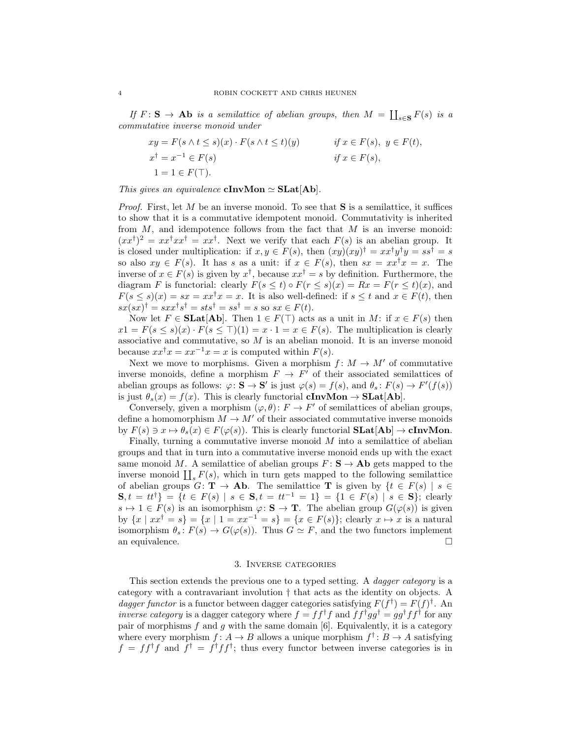*If $F\colon \mathbf{S} \to \mathbf{Ab}$ is a semilattice of abelian groups, then $M = \coprod_{s\in\mathbf{S}} F(s)$ is a commutative inverse monoid under*

$$
\begin{aligned}
xy &= F(s \wedge t \leq s)(x) \cdot F(s \wedge t \leq t)(y) && \text{if } x \in F(s),\ y \in F(t),\\
x^\dagger &= x^{-1} \in F(s) && \text{if } x \in F(s),\\
1 &= 1 \in F(\top).
\end{aligned}
$$

*This gives an equivalence* $\mathbf{cInvMon} \simeq \mathbf{SLat}[\mathbf{Ab}]$.

*Proof.* First, let $M$ be an inverse monoid. To see that $\mathbf{S}$ is a semilattice, it suffices to show that it is a commutative idempotent monoid. Commutativity is inherited from $M$, and idempotence follows from the fact that $M$ is an inverse monoid: $(xx^\dagger)^2 = xx^\dagger xx^\dagger = xx^\dagger$. Next we verify that each $F(s)$ is an abelian group. It is closed under multiplication: if $x, y \in F(s)$, then $(xy)(xy)^\dagger = xx^\dagger y^\dagger y = ss^\dagger = s$ so also $xy \in F(s)$. It has $s$ as a unit: if $x \in F(s)$, then $sx = xx^\dagger x = x$. The inverse of $x \in F(s)$ is given by $x^\dagger$, because $xx^\dagger = s$ by definition. Furthermore, the diagram $F$ is functorial: clearly $F(s \leq t) \circ F(r \leq s)(x) = Rx = F(r \leq t)(x)$, and $F(s \leq s)(x) = sx = xx^\dagger x = x$. It is also well-defined: if $s \leq t$ and $x \in F(t)$, then $sx(sx)^\dagger = sxx^\dagger s^\dagger = sts^\dagger = ss^\dagger = s$ so $sx \in F(t)$.

Now let $F \in \mathbf{SLat}[\mathbf{Ab}]$. Then $1 \in F(\top)$ acts as a unit in $M$: if $x \in F(s)$ then $x1 = F(s \leq s)(x) \cdot F(s \leq \top)(1) = x \cdot 1 = x \in F(s)$. The multiplication is clearly associative and commutative, so $M$ is an abelian monoid. It is an inverse monoid because $xx^\dagger x = xx^{-1}x = x$ is computed within $F(s)$.

Next we move to morphisms. Given a morphism $f\colon M \to M'$ of commutative inverse monoids, define a morphism $F \to F'$ of their associated semilattices of abelian groups as follows: $\varphi\colon \mathbf{S} \to \mathbf{S}'$ is just $\varphi(s) = f(s)$, and $\theta_s\colon F(s) \to F'(f(s))$ is just $\theta_s(x) = f(x)$. This is clearly functorial $\mathbf{cInvMon} \to \mathbf{SLat}[\mathbf{Ab}]$.

Conversely, given a morphism $(\varphi, \theta)\colon F \to F'$ of semilattices of abelian groups, define a homomorphism $M \to M'$ of their associated commutative inverse monoids by $F(s) \ni x \mapsto \theta_s(x) \in F(\varphi(s))$. This is clearly functorial $\mathbf{SLat}[\mathbf{Ab}] \to \mathbf{cInvMon}$.

Finally, turning a commutative inverse monoid $M$ into a semilattice of abelian groups and that in turn into a commutative inverse monoid ends up with the exact same monoid $M$. A semilattice of abelian groups $F\colon \mathbf{S} \to \mathbf{Ab}$ gets mapped to the inverse monoid $\coprod_s F(s)$, which in turn gets mapped to the following semilattice of abelian groups $G\colon \mathbf{T} \to \mathbf{Ab}$. The semilattice $\mathbf{T}$ is given by $\{t \in F(s) \mid s \in \mathbf{S}, t = tt^\dagger\} = \{t \in F(s) \mid s \in \mathbf{S}, t = tt^{-1} = 1\} = \{1 \in F(s) \mid s \in \mathbf{S}\}$; clearly $s \mapsto 1 \in F(s)$ is an isomorphism $\varphi\colon \mathbf{S} \to \mathbf{T}$. The abelian group $G(\varphi(s))$ is given by $\{x \mid xx^\dagger = s\} = \{x \mid 1 = xx^{-1} = s\} = \{x \in F(s)\}$; clearly $x \mapsto x$ is a natural isomorphism $\theta_s\colon F(s) \to G(\varphi(s))$. Thus $G \simeq F$, and the two functors implement an equivalence. $\square$

## 3. Inverse categories

This section extends the previous one to a typed setting. A *dagger category* is a category with a contravariant involution $\dagger$ that acts as the identity on objects. A *dagger functor* is a functor between dagger categories satisfying $F(f^\dagger) = F(f)^\dagger$. An *inverse category* is a dagger category where $f = ff^\dagger f$ and $ff^\dagger gg^\dagger = gg^\dagger ff^\dagger$ for any pair of morphisms $f$ and $g$ with the same domain [6]. Equivalently, it is a category where every morphism $f\colon A \to B$ allows a unique morphism $f^\dagger\colon B \to A$ satisfying $f = ff^\dagger f$ and $f^\dagger = f^\dagger ff^\dagger$; thus every functor between inverse categories is in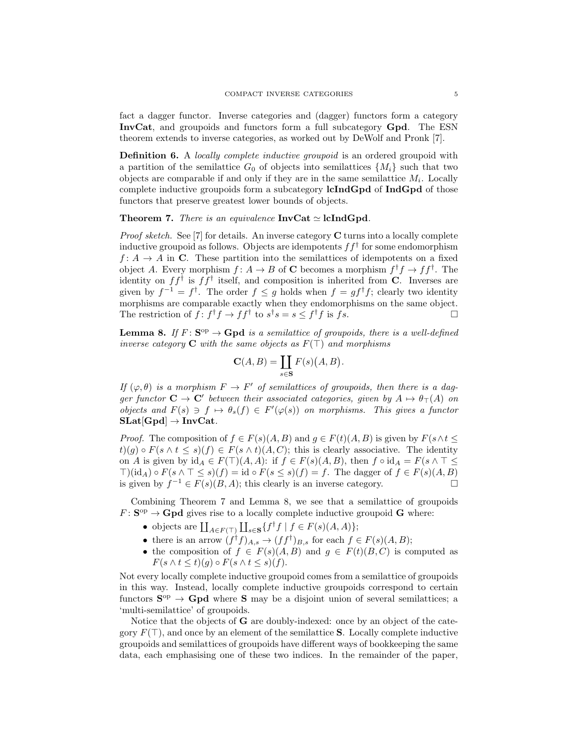fact a dagger functor. Inverse categories and (dagger) functors form a category **InvCat**, and groupoids and functors form a full subcategory **Gpd**. The ESN theorem extends to inverse categories, as worked out by DeWolf and Pronk [7].

**Definition 6.** A *locally complete inductive groupoid* is an ordered groupoid with a partition of the semilattice $G_0$ of objects into semilattices $\{M_i\}$ such that two objects are comparable if and only if they are in the same semilattice $M_i$. Locally complete inductive groupoids form a subcategory **lcIndGpd** of **IndGpd** of those functors that preserve greatest lower bounds of objects.

**Theorem 7.** *There is an equivalence* $\mathbf{InvCat} \simeq \mathbf{lcIndGpd}$.

*Proof sketch.* See [7] for details. An inverse category $\mathbf{C}$ turns into a locally complete inductive groupoid as follows. Objects are idempotents $ff^\dagger$ for some endomorphism $f\colon A \to A$ in $\mathbf{C}$. These partition into the semilattices of idempotents on a fixed object $A$. Every morphism $f\colon A \to B$ of $\mathbf{C}$ becomes a morphism $f^\dagger f \to ff^\dagger$. The identity on $ff^\dagger$ is $ff^\dagger$ itself, and composition is inherited from $\mathbf{C}$. Inverses are given by $f^{-1} = f^\dagger$. The order $f \leq g$ holds when $f = gf^\dagger f$; clearly two identity morphisms are comparable exactly when they endomorphisms on the same object. The restriction of $f\colon f^\dagger f \to ff^\dagger$ to $s^\dagger s = s \leq f^\dagger f$ is $fs$. $\square$

**Lemma 8.** *If* $F\colon \mathbf{S}^{\mathrm{op}} \to \mathbf{Gpd}$ *is a semilattice of groupoids, there is a well-defined inverse category* $\mathbf{C}$ *with the same objects as* $F(\top)$ *and morphisms*

$$\mathbf{C}(A, B) = \coprod_{s \in \mathbf{S}} F(s)\big(A, B\big).$$

*If* $(\varphi, \theta)$ *is a morphism* $F \to F'$ *of semilattices of groupoids, then there is a dagger functor* $\mathbf{C} \to \mathbf{C}'$ *between their associated categories, given by* $A \mapsto \theta_\top(A)$ *on objects and* $F(s) \ni f \mapsto \theta_s(f) \in F'(\varphi(s))$ *on morphisms. This gives a functor* $\mathbf{SLat}[\mathbf{Gpd}] \to \mathbf{InvCat}$.

*Proof.* The composition of $f \in F(s)(A, B)$ and $g \in F(t)(A, B)$ is given by $F(s \wedge t \leq t)(g) \circ F(s \wedge t \leq s)(f) \in F(s \wedge t)(A, C)$; this is clearly associative. The identity on $A$ is given by $\mathrm{id}_A \in F(\top)(A, A)$: if $f \in F(s)(A, B)$, then $f \circ \mathrm{id}_A = F(s \wedge \top \leq \top)(\mathrm{id}_A) \circ F(s \wedge \top \leq s)(f) = \mathrm{id} \circ F(s \leq s)(f) = f$. The dagger of $f \in F(s)(A, B)$ is given by $f^{-1} \in F(s)(B, A)$; this clearly is an inverse category. $\square$

Combining Theorem 7 and Lemma 8, we see that a semilattice of groupoids $F\colon \mathbf{S}^{\mathrm{op}} \to \mathbf{Gpd}$ gives rise to a locally complete inductive groupoid $\mathbf{G}$ where:

- objects are $\coprod_{A \in F(\top)} \coprod_{s \in \mathbf{S}} \{f^\dagger f \mid f \in F(s)(A, A)\}$;
- there is an arrow $(f^\dagger f)_{A,s} \to (ff^\dagger)_{B,s}$ for each $f \in F(s)(A, B)$;
- the composition of $f \in F(s)(A, B)$ and $g \in F(t)(B, C)$ is computed as $F(s \wedge t \leq t)(g) \circ F(s \wedge t \leq s)(f)$.

Not every locally complete inductive groupoid comes from a semilattice of groupoids in this way. Instead, locally complete inductive groupoids correspond to certain functors $\mathbf{S}^{\mathrm{op}} \to \mathbf{Gpd}$ where $\mathbf{S}$ may be a disjoint union of several semilattices; a 'multi-semilattice' of groupoids.

Notice that the objects of $\mathbf{G}$ are doubly-indexed: once by an object of the category $F(\top)$, and once by an element of the semilattice $\mathbf{S}$. Locally complete inductive groupoids and semilattices of groupoids have different ways of bookkeeping the same data, each emphasising one of these two indices. In the remainder of the paper,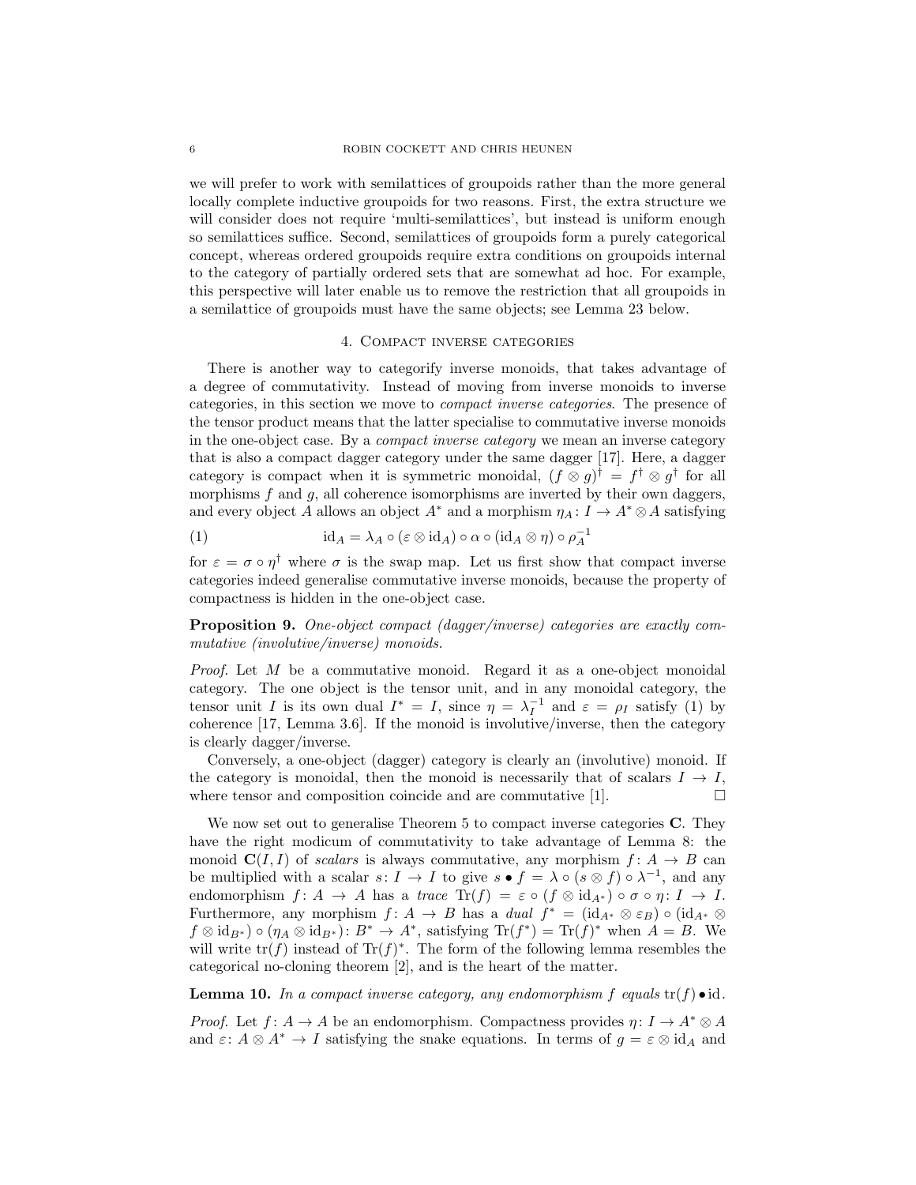we will prefer to work with semilattices of groupoids rather than the more general locally complete inductive groupoids for two reasons. First, the extra structure we will consider does not require 'multi-semilattices', but instead is uniform enough so semilattices suffice. Second, semilattices of groupoids form a purely categorical concept, whereas ordered groupoids require extra conditions on groupoids internal to the category of partially ordered sets that are somewhat ad hoc. For example, this perspective will later enable us to remove the restriction that all groupoids in a semilattice of groupoids must have the same objects; see Lemma 23 below.

## 4. Compact inverse categories

There is another way to categorify inverse monoids, that takes advantage of a degree of commutativity. Instead of moving from inverse monoids to inverse categories, in this section we move to *compact inverse categories*. The presence of the tensor product means that the latter specialise to commutative inverse monoids in the one-object case. By a *compact inverse category* we mean an inverse category that is also a compact dagger category under the same dagger [17]. Here, a dagger category is compact when it is symmetric monoidal, $(f \otimes g)^\dagger = f^\dagger \otimes g^\dagger$ for all morphisms $f$ and $g$, all coherence isomorphisms are inverted by their own daggers, and every object $A$ allows an object $A^*$ and a morphism $\eta_A \colon I \to A^* \otimes A$ satisfying

$$\mathrm{id}_A = \lambda_A \circ (\varepsilon \otimes \mathrm{id}_A) \circ \alpha \circ (\mathrm{id}_A \otimes \eta) \circ \rho_A^{-1} \tag{1}$$

for $\varepsilon = \sigma \circ \eta^\dagger$ where $\sigma$ is the swap map. Let us first show that compact inverse categories indeed generalise commutative inverse monoids, because the property of compactness is hidden in the one-object case.

**Proposition 9.** *One-object compact (dagger/inverse) categories are exactly commutative (involutive/inverse) monoids.*

*Proof.* Let $M$ be a commutative monoid. Regard it as a one-object monoidal category. The one object is the tensor unit, and in any monoidal category, the tensor unit $I$ is its own dual $I^* = I$, since $\eta = \lambda_I^{-1}$ and $\varepsilon = \rho_I$ satisfy (1) by coherence [17, Lemma 3.6]. If the monoid is involutive/inverse, then the category is clearly dagger/inverse.

Conversely, a one-object (dagger) category is clearly an (involutive) monoid. If the category is monoidal, then the monoid is necessarily that of scalars $I \to I$, where tensor and composition coincide and are commutative [1]. □

We now set out to generalise Theorem 5 to compact inverse categories $\mathbf{C}$. They have the right modicum of commutativity to take advantage of Lemma 8: the monoid $\mathbf{C}(I, I)$ of *scalars* is always commutative, any morphism $f \colon A \to B$ can be multiplied with a scalar $s \colon I \to I$ to give $s \bullet f = \lambda \circ (s \otimes f) \circ \lambda^{-1}$, and any endomorphism $f \colon A \to A$ has a *trace* $\mathrm{Tr}(f) = \varepsilon \circ (f \otimes \mathrm{id}_{A^*}) \circ \sigma \circ \eta \colon I \to I$. Furthermore, any morphism $f \colon A \to B$ has a *dual* $f^* = (\mathrm{id}_{A^*} \otimes \varepsilon_B) \circ (\mathrm{id}_{A^*} \otimes f \otimes \mathrm{id}_{B^*}) \circ (\eta_A \otimes \mathrm{id}_{B^*}) \colon B^* \to A^*$, satisfying $\mathrm{Tr}(f^*) = \mathrm{Tr}(f)^*$ when $A = B$. We will write $\mathrm{tr}(f)$ instead of $\mathrm{Tr}(f)^*$. The form of the following lemma resembles the categorical no-cloning theorem [2], and is the heart of the matter.

**Lemma 10.** *In a compact inverse category, any endomorphism $f$ equals $\mathrm{tr}(f) \bullet \mathrm{id}$.*

*Proof.* Let $f \colon A \to A$ be an endomorphism. Compactness provides $\eta \colon I \to A^* \otimes A$ and $\varepsilon \colon A \otimes A^* \to I$ satisfying the snake equations. In terms of $g = \varepsilon \otimes \mathrm{id}_A$ and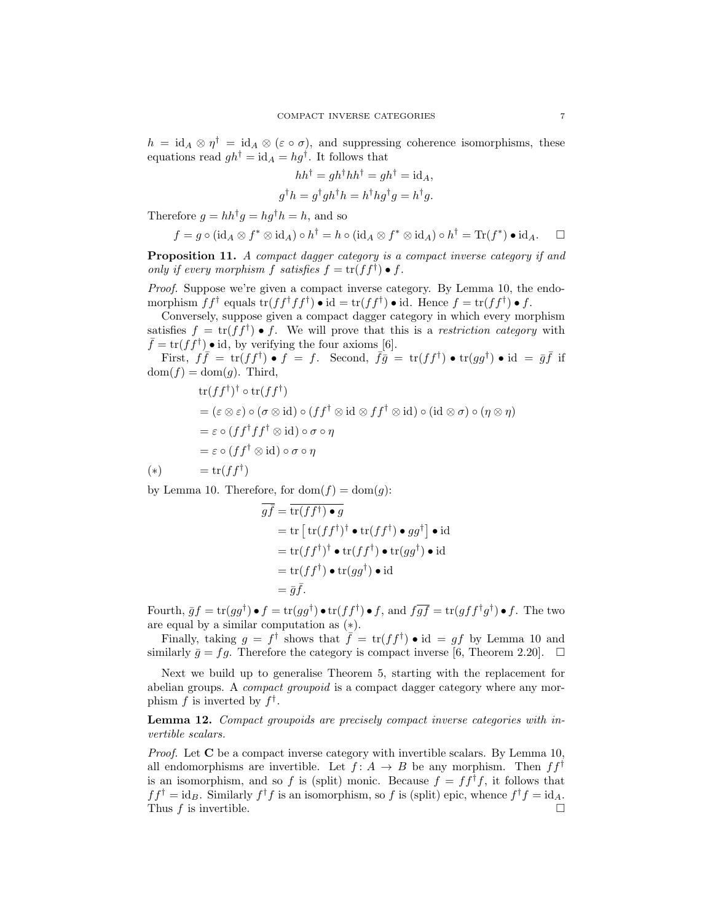$h = \mathrm{id}_A \otimes \eta^\dagger = \mathrm{id}_A \otimes (\varepsilon \circ \sigma)$, and suppressing coherence isomorphisms, these equations read $gh^\dagger = \mathrm{id}_A = hg^\dagger$. It follows that

$$hh^\dagger = gh^\dagger hh^\dagger = gh^\dagger = \mathrm{id}_A,$$

$$g^\dagger h = g^\dagger gh^\dagger h = h^\dagger hg^\dagger g = h^\dagger g.$$

Therefore $g = hh^\dagger g = hg^\dagger h = h$, and so

$$f = g \circ (\mathrm{id}_A \otimes f^* \otimes \mathrm{id}_A) \circ h^\dagger = h \circ (\mathrm{id}_A \otimes f^* \otimes \mathrm{id}_A) \circ h^\dagger = \mathrm{Tr}(f^*) \bullet \mathrm{id}_A. \quad \square$$

**Proposition 11.** *A compact dagger category is a compact inverse category if and only if every morphism $f$ satisfies $f = \mathrm{tr}(ff^\dagger) \bullet f$.*

*Proof.* Suppose we're given a compact inverse category. By Lemma 10, the endomorphism $ff^\dagger$ equals $\mathrm{tr}(ff^\dagger ff^\dagger) \bullet \mathrm{id} = \mathrm{tr}(ff^\dagger) \bullet \mathrm{id}$. Hence $f = \mathrm{tr}(ff^\dagger) \bullet f$.

Conversely, suppose given a compact dagger category in which every morphism satisfies $f = \mathrm{tr}(ff^\dagger) \bullet f$. We will prove that this is a *restriction category* with $\bar{f} = \mathrm{tr}(ff^\dagger) \bullet \mathrm{id}$, by verifying the four axioms [6].

First, $f\bar{f} = \mathrm{tr}(ff^\dagger) \bullet f = f$. Second, $\bar{f}\bar{g} = \mathrm{tr}(ff^\dagger) \bullet \mathrm{tr}(gg^\dagger) \bullet \mathrm{id} = \bar{g}\bar{f}$ if $\mathrm{dom}(f) = \mathrm{dom}(g)$. Third,

$$\begin{aligned}
&\mathrm{tr}(ff^\dagger)^\dagger \circ \mathrm{tr}(ff^\dagger) \\
&= (\varepsilon \otimes \varepsilon) \circ (\sigma \otimes \mathrm{id}) \circ (ff^\dagger \otimes \mathrm{id} \otimes ff^\dagger \otimes \mathrm{id}) \circ (\mathrm{id} \otimes \sigma) \circ (\eta \otimes \eta) \\
&= \varepsilon \circ (ff^\dagger ff^\dagger \otimes \mathrm{id}) \circ \sigma \circ \eta \\
&= \varepsilon \circ (ff^\dagger \otimes \mathrm{id}) \circ \sigma \circ \eta \\
(*) \qquad &= \mathrm{tr}(ff^\dagger)
\end{aligned}$$

by Lemma 10. Therefore, for $\mathrm{dom}(f) = \mathrm{dom}(g)$:

$$\begin{aligned}
\overline{g\bar{f}} &= \overline{\mathrm{tr}(ff^\dagger) \bullet g} \\
&= \mathrm{tr}\left[\,\mathrm{tr}(ff^\dagger)^\dagger \bullet \mathrm{tr}(ff^\dagger) \bullet gg^\dagger\right] \bullet \mathrm{id} \\
&= \mathrm{tr}(ff^\dagger)^\dagger \bullet \mathrm{tr}(ff^\dagger) \bullet \mathrm{tr}(gg^\dagger) \bullet \mathrm{id} \\
&= \mathrm{tr}(ff^\dagger) \bullet \mathrm{tr}(gg^\dagger) \bullet \mathrm{id} \\
&= \bar{g}\bar{f}.
\end{aligned}$$

Fourth, $\bar{g}f = \mathrm{tr}(gg^\dagger) \bullet f = \mathrm{tr}(gg^\dagger) \bullet \mathrm{tr}(ff^\dagger) \bullet f$, and $f\overline{gf} = \mathrm{tr}(gff^\dagger g^\dagger) \bullet f$. The two are equal by a similar computation as $(*)$.

Finally, taking $g = f^\dagger$ shows that $\bar{f} = \mathrm{tr}(ff^\dagger) \bullet \mathrm{id} = gf$ by Lemma 10 and similarly $\bar{g} = fg$. Therefore the category is compact inverse [6, Theorem 2.20]. $\square$

Next we build up to generalise Theorem 5, starting with the replacement for abelian groups. A *compact groupoid* is a compact dagger category where any morphism $f$ is inverted by $f^\dagger$.

**Lemma 12.** *Compact groupoids are precisely compact inverse categories with invertible scalars.*

*Proof.* Let $\mathbf{C}$ be a compact inverse category with invertible scalars. By Lemma 10, all endomorphisms are invertible. Let $f \colon A \to B$ be any morphism. Then $ff^\dagger$ is an isomorphism, and so $f$ is (split) monic. Because $f = ff^\dagger f$, it follows that $ff^\dagger = \mathrm{id}_B$. Similarly $f^\dagger f$ is an isomorphism, so $f$ is (split) epic, whence $f^\dagger f = \mathrm{id}_A$. Thus $f$ is invertible. $\square$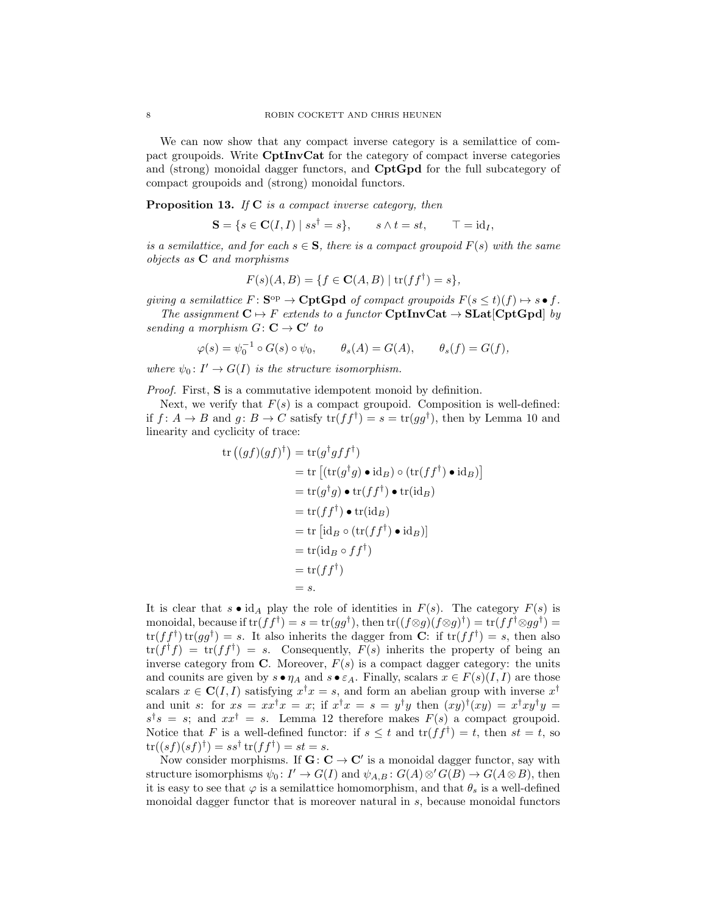We can now show that any compact inverse category is a semilattice of compact groupoids. Write **CptInvCat** for the category of compact inverse categories and (strong) monoidal dagger functors, and **CptGpd** for the full subcategory of compact groupoids and (strong) monoidal functors.

**Proposition 13.** *If* $\mathbf{C}$ *is a compact inverse category, then*

$$\mathbf{S} = \{s \in \mathbf{C}(I,I) \mid ss^\dagger = s\}, \qquad s \wedge t = st, \qquad \top = \mathrm{id}_I,$$

*is a semilattice, and for each* $s \in \mathbf{S}$*, there is a compact groupoid* $F(s)$ *with the same objects as* $\mathbf{C}$ *and morphisms*

$$F(s)(A,B) = \{f \in \mathbf{C}(A,B) \mid \mathrm{tr}(ff^\dagger) = s\},$$

*giving a semilattice* $F\colon \mathbf{S}^{\mathrm{op}} \to \mathbf{CptGpd}$ *of compact groupoids* $F(s \leq t)(f) \mapsto s \bullet f$.

*The assignment* $\mathbf{C} \mapsto F$ *extends to a functor* $\mathbf{CptInvCat} \to \mathbf{SLat}[\mathbf{CptGpd}]$ *by sending a morphism* $G\colon \mathbf{C} \to \mathbf{C}'$ *to*

$$\varphi(s) = \psi_0^{-1} \circ G(s) \circ \psi_0, \qquad \theta_s(A) = G(A), \qquad \theta_s(f) = G(f),$$

*where* $\psi_0\colon I' \to G(I)$ *is the structure isomorphism.*

*Proof.* First, $\mathbf{S}$ is a commutative idempotent monoid by definition.

Next, we verify that $F(s)$ is a compact groupoid. Composition is well-defined: if $f\colon A \to B$ and $g\colon B \to C$ satisfy $\mathrm{tr}(ff^\dagger) = s = \mathrm{tr}(gg^\dagger)$, then by Lemma 10 and linearity and cyclicity of trace:

$$\begin{aligned}
\mathrm{tr}\left((gf)(gf)^\dagger\right) &= \mathrm{tr}(g^\dagger g f f^\dagger) \\
&= \mathrm{tr}\left[(\mathrm{tr}(g^\dagger g) \bullet \mathrm{id}_B) \circ (\mathrm{tr}(ff^\dagger) \bullet \mathrm{id}_B)\right] \\
&= \mathrm{tr}(g^\dagger g) \bullet \mathrm{tr}(ff^\dagger) \bullet \mathrm{tr}(\mathrm{id}_B) \\
&= \mathrm{tr}(ff^\dagger) \bullet \mathrm{tr}(\mathrm{id}_B) \\
&= \mathrm{tr}\left[\mathrm{id}_B \circ (\mathrm{tr}(ff^\dagger) \bullet \mathrm{id}_B)\right] \\
&= \mathrm{tr}(\mathrm{id}_B \circ ff^\dagger) \\
&= \mathrm{tr}(ff^\dagger) \\
&= s.
\end{aligned}$$

It is clear that $s \bullet \mathrm{id}_A$ play the role of identities in $F(s)$. The category $F(s)$ is monoidal, because if $\mathrm{tr}(ff^\dagger) = s = \mathrm{tr}(gg^\dagger)$, then $\mathrm{tr}((f \otimes g)(f \otimes g)^\dagger) = \mathrm{tr}(ff^\dagger \otimes gg^\dagger) = \mathrm{tr}(ff^\dagger)\,\mathrm{tr}(gg^\dagger) = s$. It also inherits the dagger from $\mathbf{C}$: if $\mathrm{tr}(ff^\dagger) = s$, then also $\mathrm{tr}(f^\dagger f) = \mathrm{tr}(ff^\dagger) = s$. Consequently, $F(s)$ inherits the property of being an inverse category from $\mathbf{C}$. Moreover, $F(s)$ is a compact dagger category: the units and counits are given by $s \bullet \eta_A$ and $s \bullet \varepsilon_A$. Finally, scalars $x \in F(s)(I,I)$ are those scalars $x \in \mathbf{C}(I,I)$ satisfying $x^\dagger x = s$, and form an abelian group with inverse $x^\dagger$ and unit $s$: for $xs = xx^\dagger x = x$; if $x^\dagger x = s = y^\dagger y$ then $(xy)^\dagger(xy) = x^\dagger x y^\dagger y = s^\dagger s = s$; and $xx^\dagger = s$. Lemma 12 therefore makes $F(s)$ a compact groupoid. Notice that $F$ is a well-defined functor: if $s \leq t$ and $\mathrm{tr}(ff^\dagger) = t$, then $st = t$, so $\mathrm{tr}((sf)(sf)^\dagger) = ss^\dagger\,\mathrm{tr}(ff^\dagger) = st = s$.

Now consider morphisms. If $\mathbf{G}\colon \mathbf{C} \to \mathbf{C}'$ is a monoidal dagger functor, say with structure isomorphisms $\psi_0\colon I' \to G(I)$ and $\psi_{A,B}\colon G(A) \otimes' G(B) \to G(A \otimes B)$, then it is easy to see that $\varphi$ is a semilattice homomorphism, and that $\theta_s$ is a well-defined monoidal dagger functor that is moreover natural in $s$, because monoidal functors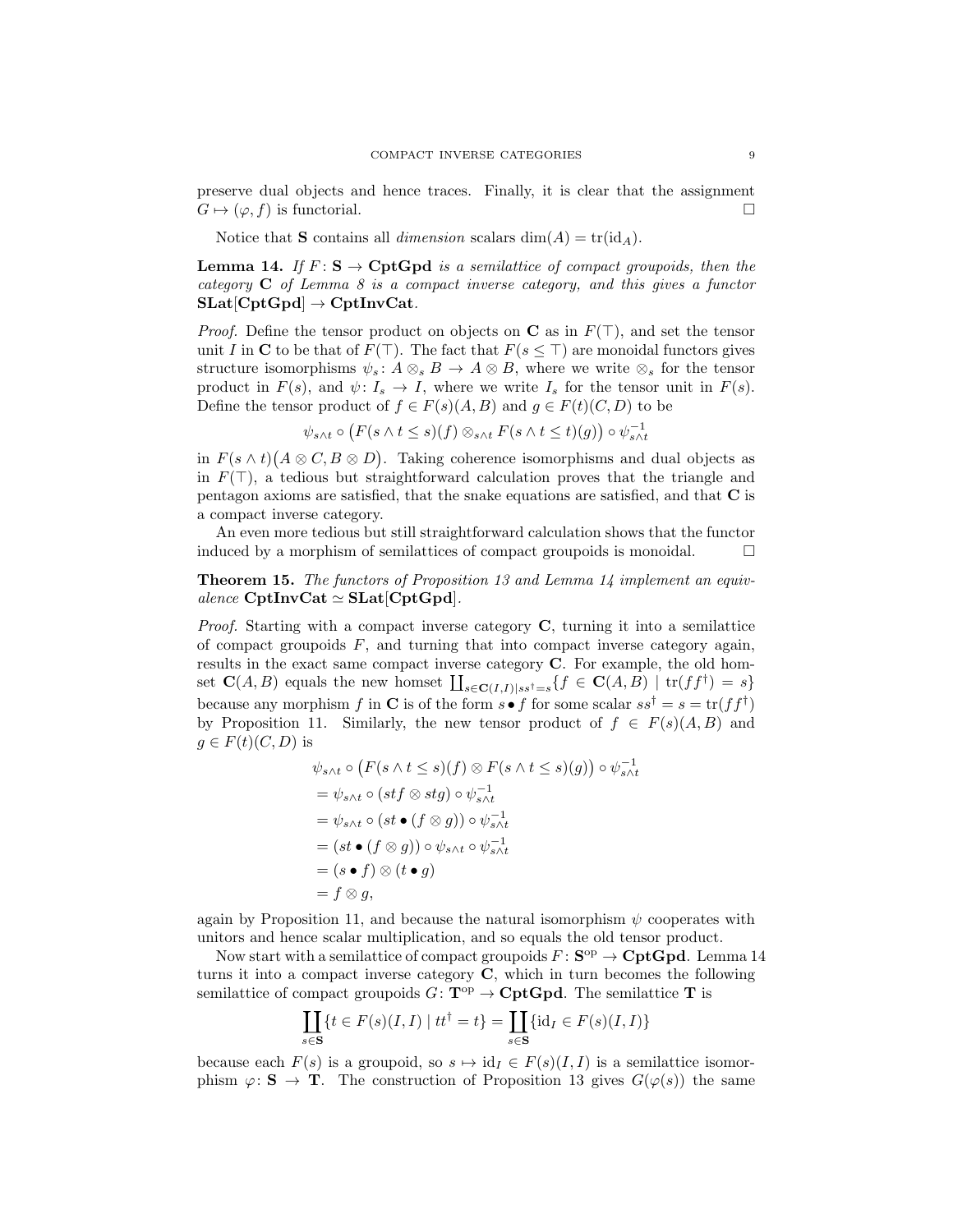preserve dual objects and hence traces. Finally, it is clear that the assignment $G \mapsto (\varphi, f)$ is functorial. □

Notice that $\mathbf{S}$ contains all *dimension* scalars $\dim(A) = \mathrm{tr}(\mathrm{id}_A)$.

**Lemma 14.** *If $F \colon \mathbf{S} \to \mathbf{CptGpd}$ is a semilattice of compact groupoids, then the category $\mathbf{C}$ of Lemma 8 is a compact inverse category, and this gives a functor $\mathbf{SLat}[\mathbf{CptGpd}] \to \mathbf{CptInvCat}$.*

*Proof.* Define the tensor product on objects on $\mathbf{C}$ as in $F(\top)$, and set the tensor unit $I$ in $\mathbf{C}$ to be that of $F(\top)$. The fact that $F(s \leq \top)$ are monoidal functors gives structure isomorphisms $\psi_s \colon A \otimes_s B \to A \otimes B$, where we write $\otimes_s$ for the tensor product in $F(s)$, and $\psi \colon I_s \to I$, where we write $I_s$ for the tensor unit in $F(s)$. Define the tensor product of $f \in F(s)(A,B)$ and $g \in F(t)(C,D)$ to be

$$\psi_{s\wedge t} \circ \big(F(s \wedge t \leq s)(f) \otimes_{s\wedge t} F(s \wedge t \leq t)(g)\big) \circ \psi_{s\wedge t}^{-1}$$

in $F(s \wedge t)\big(A \otimes C, B \otimes D\big)$. Taking coherence isomorphisms and dual objects as in $F(\top)$, a tedious but straightforward calculation proves that the triangle and pentagon axioms are satisfied, that the snake equations are satisfied, and that $\mathbf{C}$ is a compact inverse category.

An even more tedious but still straightforward calculation shows that the functor induced by a morphism of semilattices of compact groupoids is monoidal. □

**Theorem 15.** *The functors of Proposition 13 and Lemma 14 implement an equivalence $\mathbf{CptInvCat} \simeq \mathbf{SLat}[\mathbf{CptGpd}]$.*

*Proof.* Starting with a compact inverse category $\mathbf{C}$, turning it into a semilattice of compact groupoids $F$, and turning that into compact inverse category again, results in the exact same compact inverse category $\mathbf{C}$. For example, the old homset $\mathbf{C}(A,B)$ equals the new homset $\coprod_{s \in \mathbf{C}(I,I) | ss^\dagger = s} \{f \in \mathbf{C}(A,B) \mid \mathrm{tr}(ff^\dagger) = s\}$ because any morphism $f$ in $\mathbf{C}$ is of the form $s \bullet f$ for some scalar $ss^\dagger = s = \mathrm{tr}(ff^\dagger)$ by Proposition 11. Similarly, the new tensor product of $f \in F(s)(A,B)$ and $g \in F(t)(C,D)$ is

$$\begin{aligned}
&\psi_{s\wedge t} \circ \big(F(s \wedge t \leq s)(f) \otimes F(s \wedge t \leq s)(g)\big) \circ \psi_{s\wedge t}^{-1} \\
&= \psi_{s\wedge t} \circ (stf \otimes stg) \circ \psi_{s\wedge t}^{-1} \\
&= \psi_{s\wedge t} \circ (st \bullet (f \otimes g)) \circ \psi_{s\wedge t}^{-1} \\
&= (st \bullet (f \otimes g)) \circ \psi_{s\wedge t} \circ \psi_{s\wedge t}^{-1} \\
&= (s \bullet f) \otimes (t \bullet g) \\
&= f \otimes g,
\end{aligned}$$

again by Proposition 11, and because the natural isomorphism $\psi$ cooperates with unitors and hence scalar multiplication, and so equals the old tensor product.

Now start with a semilattice of compact groupoids $F \colon \mathbf{S}^{\mathrm{op}} \to \mathbf{CptGpd}$. Lemma 14 turns it into a compact inverse category $\mathbf{C}$, which in turn becomes the following semilattice of compact groupoids $G \colon \mathbf{T}^{\mathrm{op}} \to \mathbf{CptGpd}$. The semilattice $\mathbf{T}$ is

$$\coprod_{s \in \mathbf{S}} \{t \in F(s)(I,I) \mid tt^\dagger = t\} = \coprod_{s \in \mathbf{S}} \{\mathrm{id}_I \in F(s)(I,I)\}$$

because each $F(s)$ is a groupoid, so $s \mapsto \mathrm{id}_I \in F(s)(I,I)$ is a semilattice isomorphism $\varphi \colon \mathbf{S} \to \mathbf{T}$. The construction of Proposition 13 gives $G(\varphi(s))$ the same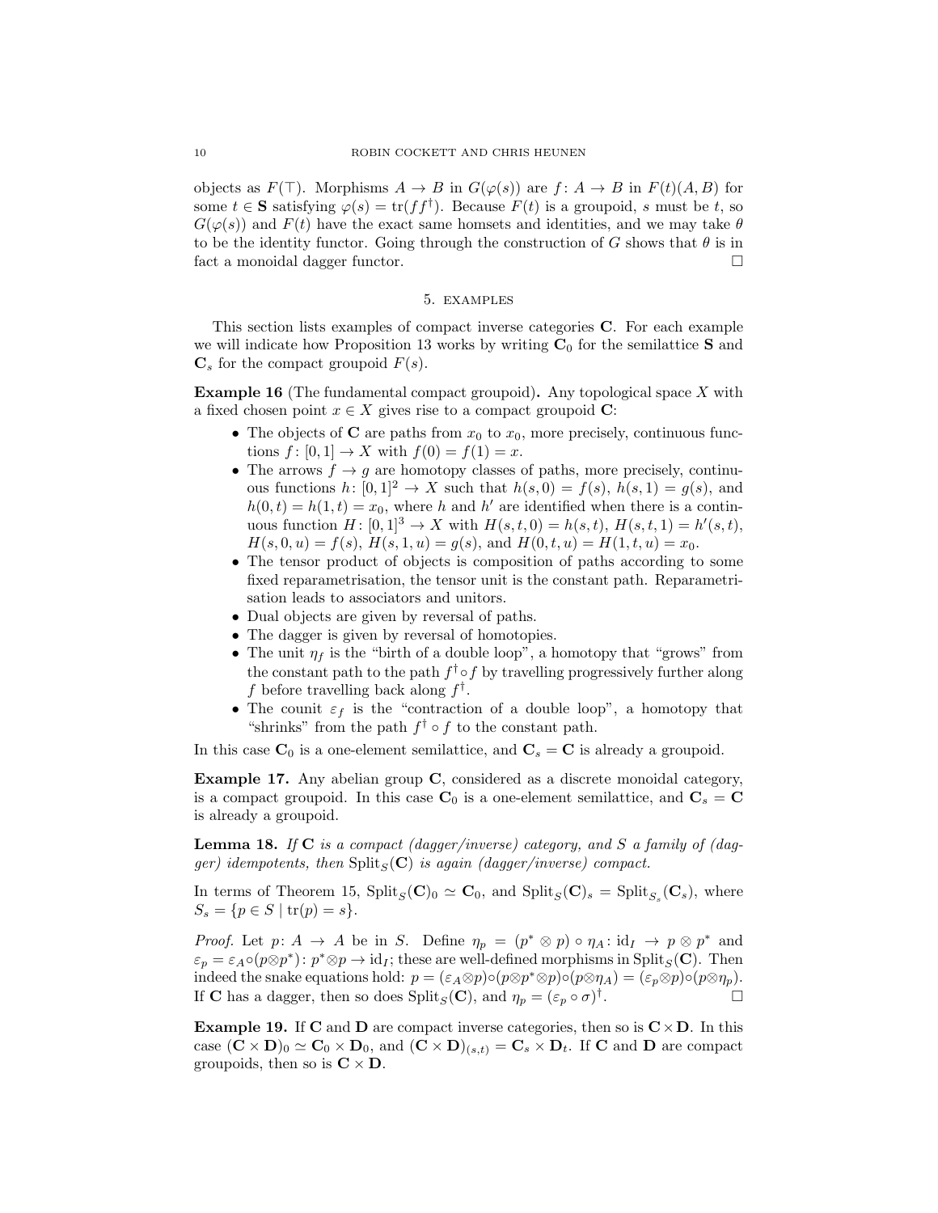objects as $F(\top)$. Morphisms $A \to B$ in $G(\varphi(s))$ are $f: A \to B$ in $F(t)(A, B)$ for some $t \in \mathbf{S}$ satisfying $\varphi(s) = \mathrm{tr}(ff^\dagger)$. Because $F(t)$ is a groupoid, $s$ must be $t$, so $G(\varphi(s))$ and $F(t)$ have the exact same homsets and identities, and we may take $\theta$ to be the identity functor. Going through the construction of $G$ shows that $\theta$ is in fact a monoidal dagger functor. □

## 5. EXAMPLES

This section lists examples of compact inverse categories $\mathbf{C}$. For each example we will indicate how Proposition 13 works by writing $\mathbf{C}_0$ for the semilattice $\mathbf{S}$ and $\mathbf{C}_s$ for the compact groupoid $F(s)$.

**Example 16** (The fundamental compact groupoid)**.** Any topological space $X$ with a fixed chosen point $x \in X$ gives rise to a compact groupoid $\mathbf{C}$:

- The objects of $\mathbf{C}$ are paths from $x_0$ to $x_0$, more precisely, continuous functions $f: [0,1] \to X$ with $f(0) = f(1) = x$.
- The arrows $f \to g$ are homotopy classes of paths, more precisely, continuous functions $h: [0,1]^2 \to X$ such that $h(s,0) = f(s)$, $h(s,1) = g(s)$, and $h(0,t) = h(1,t) = x_0$, where $h$ and $h'$ are identified when there is a continuous function $H: [0,1]^3 \to X$ with $H(s,t,0) = h(s,t)$, $H(s,t,1) = h'(s,t)$, $H(s,0,u) = f(s)$, $H(s,1,u) = g(s)$, and $H(0,t,u) = H(1,t,u) = x_0$.
- The tensor product of objects is composition of paths according to some fixed reparametrisation, the tensor unit is the constant path. Reparametrisation leads to associators and unitors.
- Dual objects are given by reversal of paths.
- The dagger is given by reversal of homotopies.
- The unit $\eta_f$ is the "birth of a double loop", a homotopy that "grows" from the constant path to the path $f^\dagger \circ f$ by travelling progressively further along $f$ before travelling back along $f^\dagger$.
- The counit $\varepsilon_f$ is the "contraction of a double loop", a homotopy that "shrinks" from the path $f^\dagger \circ f$ to the constant path.

In this case $\mathbf{C}_0$ is a one-element semilattice, and $\mathbf{C}_s = \mathbf{C}$ is already a groupoid.

**Example 17.** Any abelian group $\mathbf{C}$, considered as a discrete monoidal category, is a compact groupoid. In this case $\mathbf{C}_0$ is a one-element semilattice, and $\mathbf{C}_s = \mathbf{C}$ is already a groupoid.

**Lemma 18.** *If $\mathbf{C}$ is a compact (dagger/inverse) category, and $S$ a family of (dagger) idempotents, then $\mathrm{Split}_S(\mathbf{C})$ is again (dagger/inverse) compact.*

In terms of Theorem 15, $\mathrm{Split}_S(\mathbf{C})_0 \simeq \mathbf{C}_0$, and $\mathrm{Split}_S(\mathbf{C})_s = \mathrm{Split}_{S_s}(\mathbf{C}_s)$, where $S_s = \{p \in S \mid \mathrm{tr}(p) = s\}$.

*Proof.* Let $p: A \to A$ be in $S$. Define $\eta_p = (p^* \otimes p) \circ \eta_A : \mathrm{id}_I \to p \otimes p^*$ and $\varepsilon_p = \varepsilon_A \circ (p \otimes p^*) : p^* \otimes p \to \mathrm{id}_I$; these are well-defined morphisms in $\mathrm{Split}_S(\mathbf{C})$. Then indeed the snake equations hold: $p = (\varepsilon_A \otimes p) \circ (p \otimes p^* \otimes p) \circ (p \otimes \eta_A) = (\varepsilon_p \otimes p) \circ (p \otimes \eta_p)$. If $\mathbf{C}$ has a dagger, then so does $\mathrm{Split}_S(\mathbf{C})$, and $\eta_p = (\varepsilon_p \circ \sigma)^\dagger$. □

**Example 19.** If $\mathbf{C}$ and $\mathbf{D}$ are compact inverse categories, then so is $\mathbf{C} \times \mathbf{D}$. In this case $(\mathbf{C} \times \mathbf{D})_0 \simeq \mathbf{C}_0 \times \mathbf{D}_0$, and $(\mathbf{C} \times \mathbf{D})_{(s,t)} = \mathbf{C}_s \times \mathbf{D}_t$. If $\mathbf{C}$ and $\mathbf{D}$ are compact groupoids, then so is $\mathbf{C} \times \mathbf{D}$.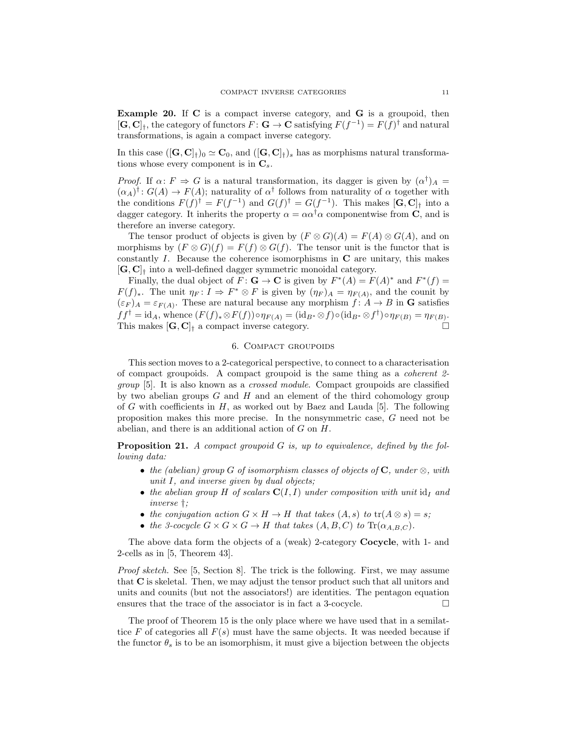**Example 20.** If $\mathbf{C}$ is a compact inverse category, and $\mathbf{G}$ is a groupoid, then $[\mathbf{G}, \mathbf{C}]_\dagger$, the category of functors $F\colon \mathbf{G} \to \mathbf{C}$ satisfying $F(f^{-1}) = F(f)^\dagger$ and natural transformations, is again a compact inverse category.

In this case $([\mathbf{G}, \mathbf{C}]_\dagger)_0 \simeq \mathbf{C}_0$, and $([\mathbf{G}, \mathbf{C}]_\dagger)_s$ has as morphisms natural transformations whose every component is in $\mathbf{C}_s$.

*Proof.* If $\alpha\colon F \Rightarrow G$ is a natural transformation, its dagger is given by $(\alpha^\dagger)_A = (\alpha_A)^\dagger \colon G(A) \to F(A)$; naturality of $\alpha^\dagger$ follows from naturality of $\alpha$ together with the conditions $F(f)^\dagger = F(f^{-1})$ and $G(f)^\dagger = G(f^{-1})$. This makes $[\mathbf{G}, \mathbf{C}]_\dagger$ into a dagger category. It inherits the property $\alpha = \alpha\alpha^\dagger\alpha$ componentwise from $\mathbf{C}$, and is therefore an inverse category.

The tensor product of objects is given by $(F \otimes G)(A) = F(A) \otimes G(A)$, and on morphisms by $(F \otimes G)(f) = F(f) \otimes G(f)$. The tensor unit is the functor that is constantly $I$. Because the coherence isomorphisms in $\mathbf{C}$ are unitary, this makes $[\mathbf{G}, \mathbf{C}]_\dagger$ into a well-defined dagger symmetric monoidal category.

Finally, the dual object of $F\colon \mathbf{G} \to \mathbf{C}$ is given by $F^*(A) = F(A)^*$ and $F^*(f) = F(f)_*$. The unit $\eta_F\colon I \Rightarrow F^* \otimes F$ is given by $(\eta_F)_A = \eta_{F(A)}$, and the counit by $(\varepsilon_F)_A = \varepsilon_{F(A)}$. These are natural because any morphism $f\colon A \to B$ in $\mathbf{G}$ satisfies $ff^\dagger = \mathrm{id}_A$, whence $(F(f)_* \otimes F(f)) \circ \eta_{F(A)} = (\mathrm{id}_{B^*} \otimes f) \circ (\mathrm{id}_{B^*} \otimes f^\dagger) \circ \eta_{F(B)} = \eta_{F(B)}$. This makes $[\mathbf{G}, \mathbf{C}]_\dagger$ a compact inverse category. $\square$

## 6. Compact groupoids

This section moves to a 2-categorical perspective, to connect to a characterisation of compact groupoids. A compact groupoid is the same thing as a *coherent 2-group* [5]. It is also known as a *crossed module*. Compact groupoids are classified by two abelian groups $G$ and $H$ and an element of the third cohomology group of $G$ with coefficients in $H$, as worked out by Baez and Lauda [5]. The following proposition makes this more precise. In the nonsymmetric case, $G$ need not be abelian, and there is an additional action of $G$ on $H$.

**Proposition 21.** *A compact groupoid $G$ is, up to equivalence, defined by the following data:*

- *the (abelian) group $G$ of isomorphism classes of objects of $\mathbf{C}$, under $\otimes$, with unit $I$, and inverse given by dual objects;*
- *the abelian group $H$ of scalars $\mathbf{C}(I, I)$ under composition with unit $\mathrm{id}_I$ and inverse $\dagger$;*
- *the conjugation action $G \times H \to H$ that takes $(A, s)$ to $\mathrm{tr}(A \otimes s) = s$;*
- *the 3-cocycle $G \times G \times G \to H$ that takes $(A, B, C)$ to $\mathrm{Tr}(\alpha_{A,B,C})$.*

The above data form the objects of a (weak) 2-category **Cocycle**, with 1- and 2-cells as in [5, Theorem 43].

*Proof sketch.* See [5, Section 8]. The trick is the following. First, we may assume that $\mathbf{C}$ is skeletal. Then, we may adjust the tensor product such that all unitors and units and counits (but not the associators!) are identities. The pentagon equation ensures that the trace of the associator is in fact a 3-cocycle. $\square$

The proof of Theorem 15 is the only place where we have used that in a semilattice $F$ of categories all $F(s)$ must have the same objects. It was needed because if the functor $\theta_s$ is to be an isomorphism, it must give a bijection between the objects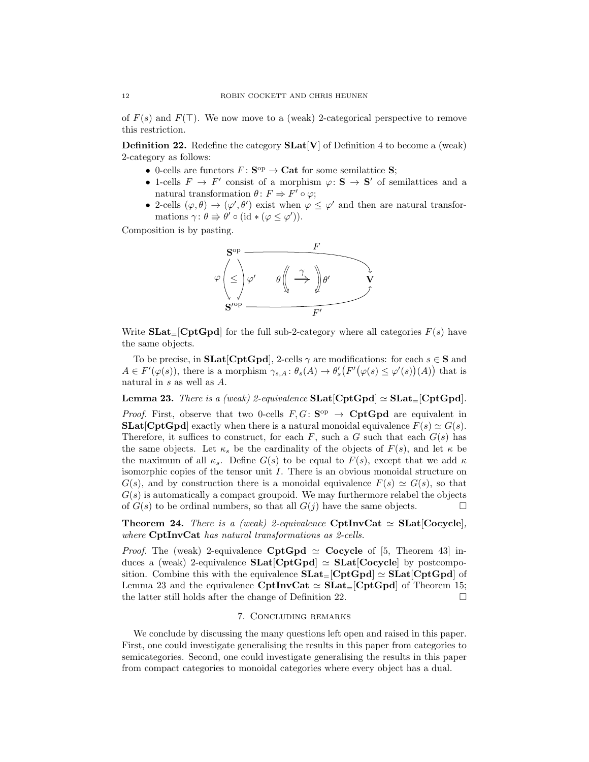of $F(s)$ and $F(\top)$. We now move to a (weak) 2-categorical perspective to remove this restriction.

**Definition 22.** Redefine the category $\mathbf{SLat}[\mathbf{V}]$ of Definition 4 to become a (weak) 2-category as follows:

- 0-cells are functors $F\colon \mathbf{S}^{\mathrm{op}} \to \mathbf{Cat}$ for some semilattice $\mathbf{S}$;
- 1-cells $F \to F'$ consist of a morphism $\varphi\colon \mathbf{S} \to \mathbf{S}'$ of semilattices and a natural transformation $\theta\colon F \Rightarrow F' \circ \varphi$;
- 2-cells $(\varphi, \theta) \to (\varphi', \theta')$ exist when $\varphi \leq \varphi'$ and then are natural transformations $\gamma\colon \theta \Rrightarrow \theta' \circ (\mathrm{id} * (\varphi \leq \varphi'))$.

Composition is by pasting.

$$
\begin{array}{ccc}
\mathbf{S}^{\mathrm{op}} & \xrightarrow{\quad F \quad} & \\
\varphi \left( \leq \right) \varphi' & \theta \overset{\gamma}{\Rrightarrow} \theta' & \mathbf{V} \\
\mathbf{S}'^{\mathrm{op}} & \xrightarrow[\quad F' \quad]{} &
\end{array}
$$

Write $\mathbf{SLat}_=[\mathbf{CptGpd}]$ for the full sub-2-category where all categories $F(s)$ have the same objects.

To be precise, in $\mathbf{SLat}[\mathbf{CptGpd}]$, 2-cells $\gamma$ are modifications: for each $s \in \mathbf{S}$ and $A \in F'(\varphi(s))$, there is a morphism $\gamma_{s,A}\colon \theta_s(A) \to \theta'_s\big(F'\big(\varphi(s) \leq \varphi'(s)\big)(A)\big)$ that is natural in $s$ as well as $A$.

**Lemma 23.** *There is a (weak) 2-equivalence* $\mathbf{SLat}[\mathbf{CptGpd}] \simeq \mathbf{SLat}_=[\mathbf{CptGpd}]$.

*Proof.* First, observe that two 0-cells $F, G\colon \mathbf{S}^{\mathrm{op}} \to \mathbf{CptGpd}$ are equivalent in $\mathbf{SLat}[\mathbf{CptGpd}]$ exactly when there is a natural monoidal equivalence $F(s) \simeq G(s)$. Therefore, it suffices to construct, for each $F$, such a $G$ such that each $G(s)$ has the same objects. Let $\kappa_s$ be the cardinality of the objects of $F(s)$, and let $\kappa$ be the maximum of all $\kappa_s$. Define $G(s)$ to be equal to $F(s)$, except that we add $\kappa$ isomorphic copies of the tensor unit $I$. There is an obvious monoidal structure on $G(s)$, and by construction there is a monoidal equivalence $F(s) \simeq G(s)$, so that $G(s)$ is automatically a compact groupoid. We may furthermore relabel the objects of $G(s)$ to be ordinal numbers, so that all $G(j)$ have the same objects. $\square$

**Theorem 24.** *There is a (weak) 2-equivalence* $\mathbf{CptInvCat} \simeq \mathbf{SLat}[\mathbf{Cocycle}]$, *where* $\mathbf{CptInvCat}$ *has natural transformations as 2-cells.*

*Proof.* The (weak) 2-equivalence $\mathbf{CptGpd} \simeq \mathbf{Cocycle}$ of [5, Theorem 43] induces a (weak) 2-equivalence $\mathbf{SLat}[\mathbf{CptGpd}] \simeq \mathbf{SLat}[\mathbf{Cocycle}]$ by postcomposition. Combine this with the equivalence $\mathbf{SLat}_=[\mathbf{CptGpd}] \simeq \mathbf{SLat}[\mathbf{CptGpd}]$ of Lemma 23 and the equivalence $\mathbf{CptInvCat} \simeq \mathbf{SLat}_=[\mathbf{CptGpd}]$ of Theorem 15; the latter still holds after the change of Definition 22. $\square$

## 7. Concluding remarks

We conclude by discussing the many questions left open and raised in this paper. First, one could investigate generalising the results in this paper from categories to semicategories. Second, one could investigate generalising the results in this paper from compact categories to monoidal categories where every object has a dual.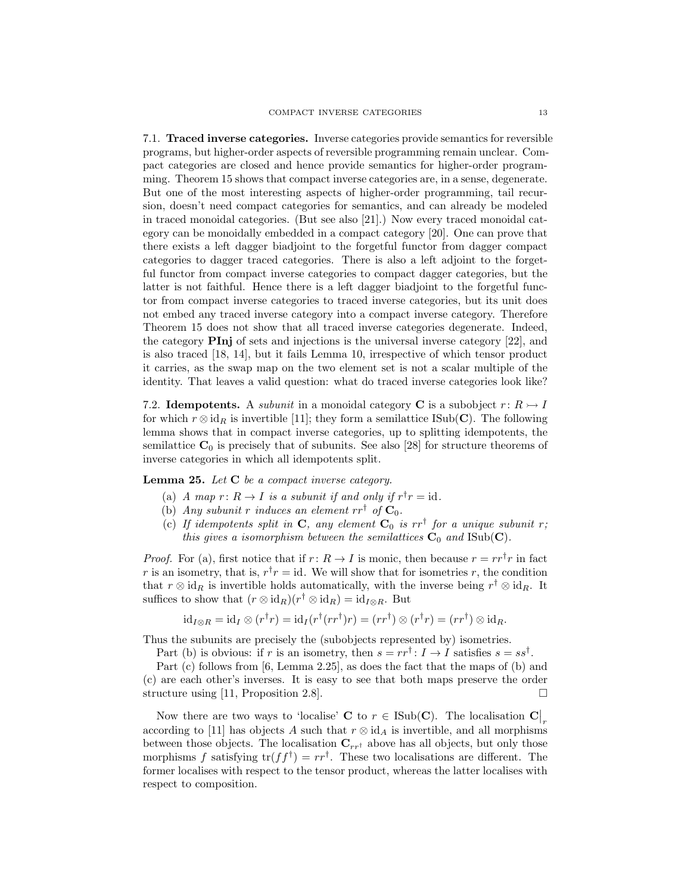### 7.1. Traced inverse categories.

Inverse categories provide semantics for reversible programs, but higher-order aspects of reversible programming remain unclear. Compact categories are closed and hence provide semantics for higher-order programming. Theorem 15 shows that compact inverse categories are, in a sense, degenerate. But one of the most interesting aspects of higher-order programming, tail recursion, doesn't need compact categories for semantics, and can already be modeled in traced monoidal categories. (But see also [21].) Now every traced monoidal category can be monoidally embedded in a compact category [20]. One can prove that there exists a left dagger biadjoint to the forgetful functor from dagger compact categories to dagger traced categories. There is also a left adjoint to the forgetful functor from compact inverse categories to compact dagger categories, but the latter is not faithful. Hence there is a left dagger biadjoint to the forgetful functor from compact inverse categories to traced inverse categories, but its unit does not embed any traced inverse category into a compact inverse category. Therefore Theorem 15 does not show that all traced inverse categories degenerate. Indeed, the category **PInj** of sets and injections is the universal inverse category [22], and is also traced [18, 14], but it fails Lemma 10, irrespective of which tensor product it carries, as the swap map on the two element set is not a scalar multiple of the identity. That leaves a valid question: what do traced inverse categories look like?

### 7.2. Idempotents.

A *subunit* in a monoidal category $\mathbf{C}$ is a subobject $r\colon R \rightarrowtail I$ for which $r \otimes \mathrm{id}_R$ is invertible [11]; they form a semilattice $\mathrm{ISub}(\mathbf{C})$. The following lemma shows that in compact inverse categories, up to splitting idempotents, the semilattice $\mathbf{C}_0$ is precisely that of subunits. See also [28] for structure theorems of inverse categories in which all idempotents split.

**Lemma 25.** *Let $\mathbf{C}$ be a compact inverse category.*

- (a) *A map $r\colon R \to I$ is a subunit if and only if $r^\dagger r = \mathrm{id}$.*
- (b) *Any subunit $r$ induces an element $rr^\dagger$ of $\mathbf{C}_0$.*
- (c) *If idempotents split in $\mathbf{C}$, any element $\mathbf{C}_0$ is $rr^\dagger$ for a unique subunit $r$; this gives a isomorphism between the semilattices $\mathbf{C}_0$ and $\mathrm{ISub}(\mathbf{C})$.*

*Proof.* For (a), first notice that if $r\colon R \to I$ is monic, then because $r = rr^\dagger r$ in fact $r$ is an isometry, that is, $r^\dagger r = \mathrm{id}$. We will show that for isometries $r$, the condition that $r \otimes \mathrm{id}_R$ is invertible holds automatically, with the inverse being $r^\dagger \otimes \mathrm{id}_R$. It suffices to show that $(r \otimes \mathrm{id}_R)(r^\dagger \otimes \mathrm{id}_R) = \mathrm{id}_{I \otimes R}$. But

$$\mathrm{id}_{I\otimes R} = \mathrm{id}_I \otimes (r^\dagger r) = \mathrm{id}_I(r^\dagger(rr^\dagger)r) = (rr^\dagger) \otimes (r^\dagger r) = (rr^\dagger) \otimes \mathrm{id}_R.$$

Thus the subunits are precisely the (subobjects represented by) isometries.

Part (b) is obvious: if $r$ is an isometry, then $s = rr^\dagger\colon I \to I$ satisfies $s = ss^\dagger$.

Part (c) follows from [6, Lemma 2.25], as does the fact that the maps of (b) and (c) are each other's inverses. It is easy to see that both maps preserve the order structure using [11, Proposition 2.8]. $\square$

Now there are two ways to 'localise' $\mathbf{C}$ to $r \in \mathrm{ISub}(\mathbf{C})$. The localisation $\mathbf{C}\big|_r$ according to [11] has objects $A$ such that $r \otimes \mathrm{id}_A$ is invertible, and all morphisms between those objects. The localisation $\mathbf{C}_{rr^\dagger}$ above has all objects, but only those morphisms $f$ satisfying $\mathrm{tr}(ff^\dagger) = rr^\dagger$. These two localisations are different. The former localises with respect to the tensor product, whereas the latter localises with respect to composition.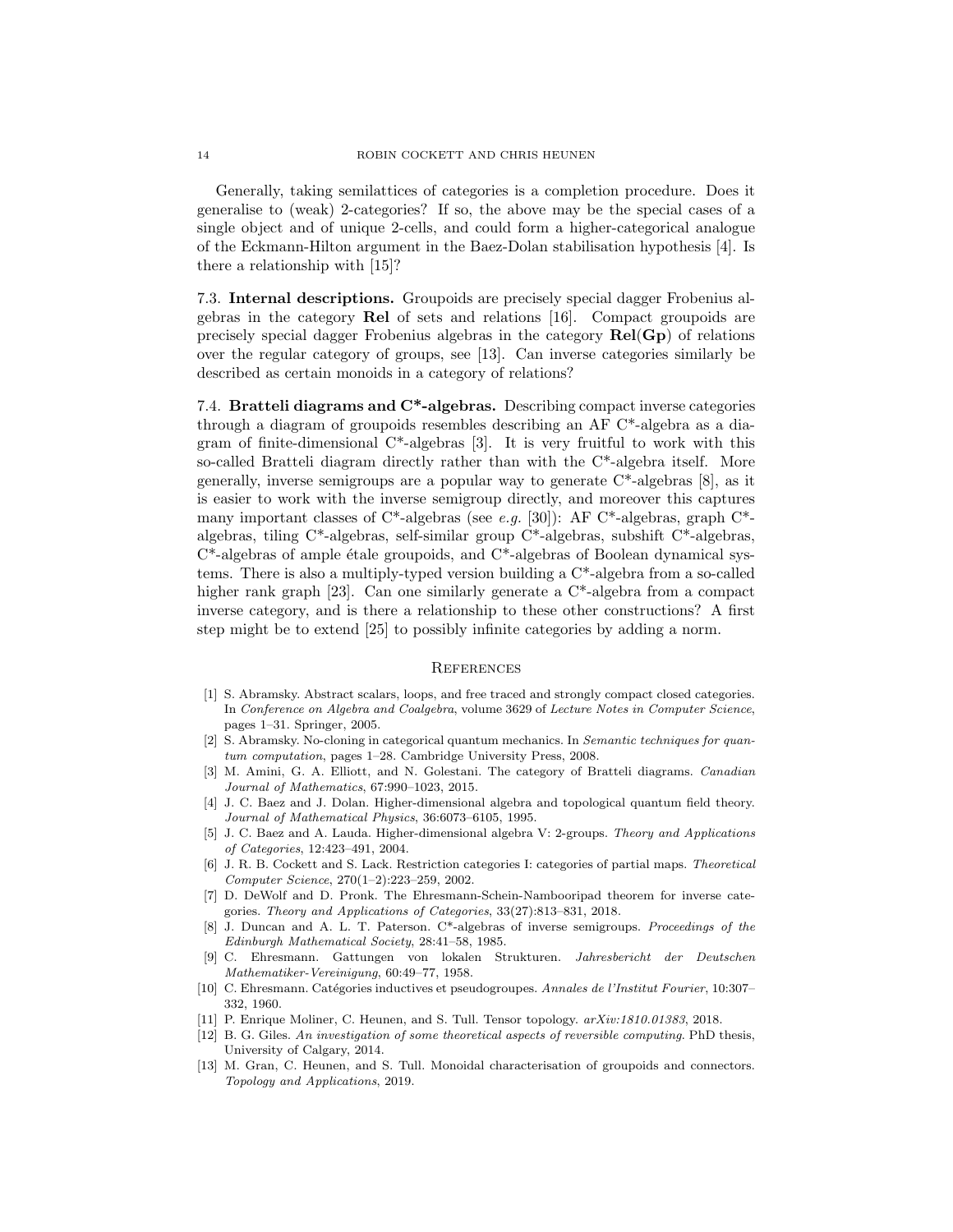Generally, taking semilattices of categories is a completion procedure. Does it generalise to (weak) 2-categories? If so, the above may be the special cases of a single object and of unique 2-cells, and could form a higher-categorical analogue of the Eckmann-Hilton argument in the Baez-Dolan stabilisation hypothesis [4]. Is there a relationship with [15]?

### 7.3. Internal descriptions.

Groupoids are precisely special dagger Frobenius algebras in the category **Rel** of sets and relations [16]. Compact groupoids are precisely special dagger Frobenius algebras in the category **Rel**(**Gp**) of relations over the regular category of groups, see [13]. Can inverse categories similarly be described as certain monoids in a category of relations?

### 7.4. Bratteli diagrams and C*-algebras.

Describing compact inverse categories through a diagram of groupoids resembles describing an AF C*-algebra as a diagram of finite-dimensional C*-algebras [3]. It is very fruitful to work with this so-called Bratteli diagram directly rather than with the C*-algebra itself. More generally, inverse semigroups are a popular way to generate C*-algebras [8], as it is easier to work with the inverse semigroup directly, and moreover this captures many important classes of C*-algebras (see *e.g.* [30]): AF C*-algebras, graph C*-algebras, tiling C*-algebras, self-similar group C*-algebras, subshift C*-algebras, C*-algebras of ample étale groupoids, and C*-algebras of Boolean dynamical systems. There is also a multiply-typed version building a C*-algebra from a so-called higher rank graph [23]. Can one similarly generate a C*-algebra from a compact inverse category, and is there a relationship to these other constructions? A first step might be to extend [25] to possibly infinite categories by adding a norm.

## References

- [1] S. Abramsky. Abstract scalars, loops, and free traced and strongly compact closed categories. In *Conference on Algebra and Coalgebra*, volume 3629 of *Lecture Notes in Computer Science*, pages 1–31. Springer, 2005.
- [2] S. Abramsky. No-cloning in categorical quantum mechanics. In *Semantic techniques for quantum computation*, pages 1–28. Cambridge University Press, 2008.
- [3] M. Amini, G. A. Elliott, and N. Golestani. The category of Bratteli diagrams. *Canadian Journal of Mathematics*, 67:990–1023, 2015.
- [4] J. C. Baez and J. Dolan. Higher-dimensional algebra and topological quantum field theory. *Journal of Mathematical Physics*, 36:6073–6105, 1995.
- [5] J. C. Baez and A. Lauda. Higher-dimensional algebra V: 2-groups. *Theory and Applications of Categories*, 12:423–491, 2004.
- [6] J. R. B. Cockett and S. Lack. Restriction categories I: categories of partial maps. *Theoretical Computer Science*, 270(1–2):223–259, 2002.
- [7] D. DeWolf and D. Pronk. The Ehresmann-Schein-Nambooripad theorem for inverse categories. *Theory and Applications of Categories*, 33(27):813–831, 2018.
- [8] J. Duncan and A. L. T. Paterson. C*-algebras of inverse semigroups. *Proceedings of the Edinburgh Mathematical Society*, 28:41–58, 1985.
- [9] C. Ehresmann. Gattungen von lokalen Strukturen. *Jahresbericht der Deutschen Mathematiker-Vereinigung*, 60:49–77, 1958.
- [10] C. Ehresmann. Catégories inductives et pseudogroupes. *Annales de l'Institut Fourier*, 10:307–332, 1960.
- [11] P. Enrique Moliner, C. Heunen, and S. Tull. Tensor topology. *arXiv:1810.01383*, 2018.
- [12] B. G. Giles. *An investigation of some theoretical aspects of reversible computing*. PhD thesis, University of Calgary, 2014.
- [13] M. Gran, C. Heunen, and S. Tull. Monoidal characterisation of groupoids and connectors. *Topology and Applications*, 2019.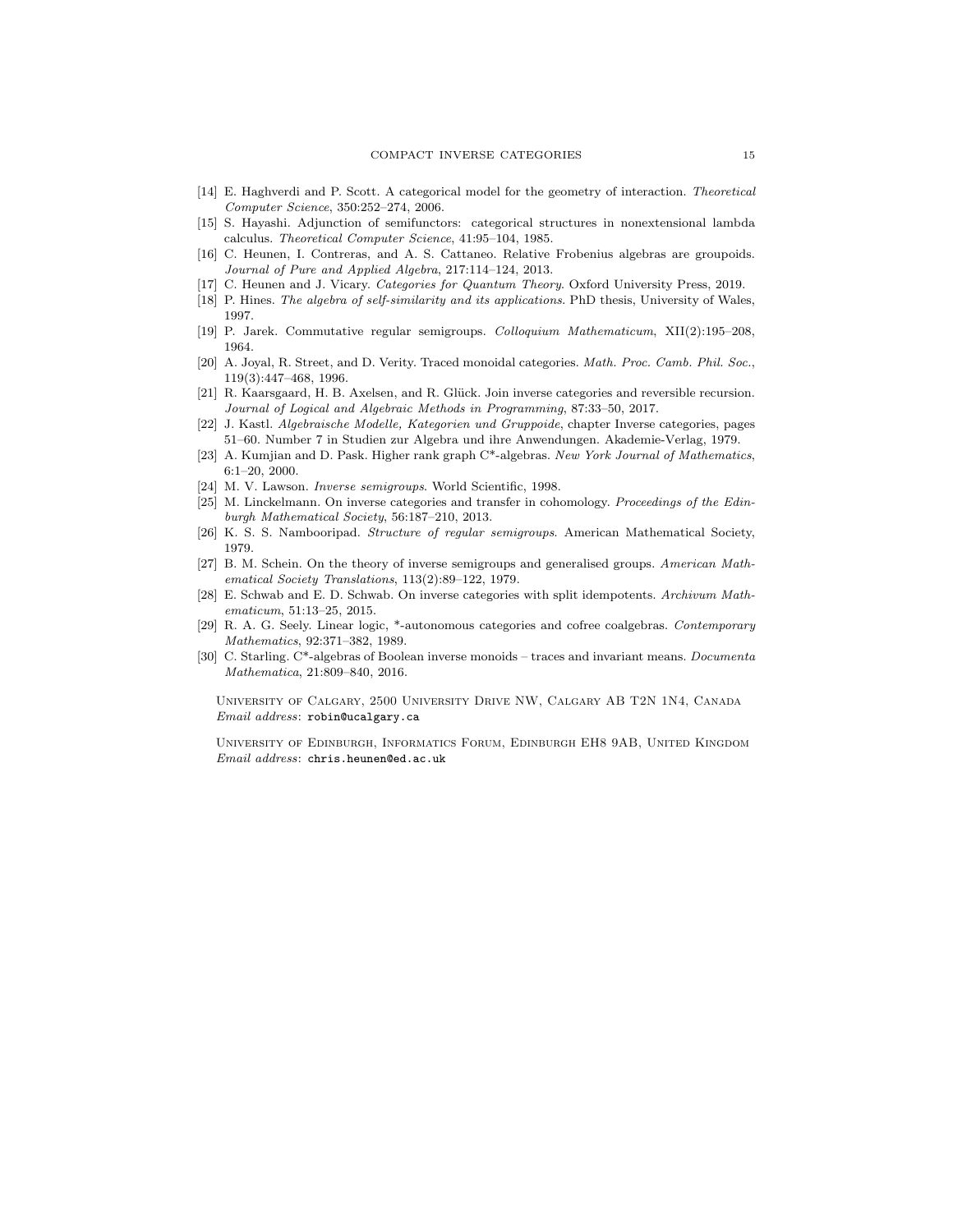[14] E. Haghverdi and P. Scott. A categorical model for the geometry of interaction. *Theoretical Computer Science*, 350:252–274, 2006.

[15] S. Hayashi. Adjunction of semifunctors: categorical structures in nonextensional lambda calculus. *Theoretical Computer Science*, 41:95–104, 1985.

[16] C. Heunen, I. Contreras, and A. S. Cattaneo. Relative Frobenius algebras are groupoids. *Journal of Pure and Applied Algebra*, 217:114–124, 2013.

[17] C. Heunen and J. Vicary. *Categories for Quantum Theory*. Oxford University Press, 2019.

[18] P. Hines. *The algebra of self-similarity and its applications*. PhD thesis, University of Wales, 1997.

[19] P. Jarek. Commutative regular semigroups. *Colloquium Mathematicum*, XII(2):195–208, 1964.

[20] A. Joyal, R. Street, and D. Verity. Traced monoidal categories. *Math. Proc. Camb. Phil. Soc.*, 119(3):447–468, 1996.

[21] R. Kaarsgaard, H. B. Axelsen, and R. Glück. Join inverse categories and reversible recursion. *Journal of Logical and Algebraic Methods in Programming*, 87:33–50, 2017.

[22] J. Kastl. *Algebraische Modelle, Kategorien und Gruppoide*, chapter Inverse categories, pages 51–60. Number 7 in Studien zur Algebra und ihre Anwendungen. Akademie-Verlag, 1979.

[23] A. Kumjian and D. Pask. Higher rank graph C*-algebras. *New York Journal of Mathematics*, 6:1–20, 2000.

[24] M. V. Lawson. *Inverse semigroups*. World Scientific, 1998.

[25] M. Linckelmann. On inverse categories and transfer in cohomology. *Proceedings of the Edinburgh Mathematical Society*, 56:187–210, 2013.

[26] K. S. S. Nambooripad. *Structure of regular semigroups*. American Mathematical Society, 1979.

[27] B. M. Schein. On the theory of inverse semigroups and generalised groups. *American Mathematical Society Translations*, 113(2):89–122, 1979.

[28] E. Schwab and E. D. Schwab. On inverse categories with split idempotents. *Archivum Mathematicum*, 51:13–25, 2015.

[29] R. A. G. Seely. Linear logic, *-autonomous categories and cofree coalgebras. *Contemporary Mathematics*, 92:371–382, 1989.

[30] C. Starling. C*-algebras of Boolean inverse monoids – traces and invariant means. *Documenta Mathematica*, 21:809–840, 2016.

University of Calgary, 2500 University Drive NW, Calgary AB T2N 1N4, Canada
*Email address*: robin@ucalgary.ca

University of Edinburgh, Informatics Forum, Edinburgh EH8 9AB, United Kingdom
*Email address*: chris.heunen@ed.ac.uk